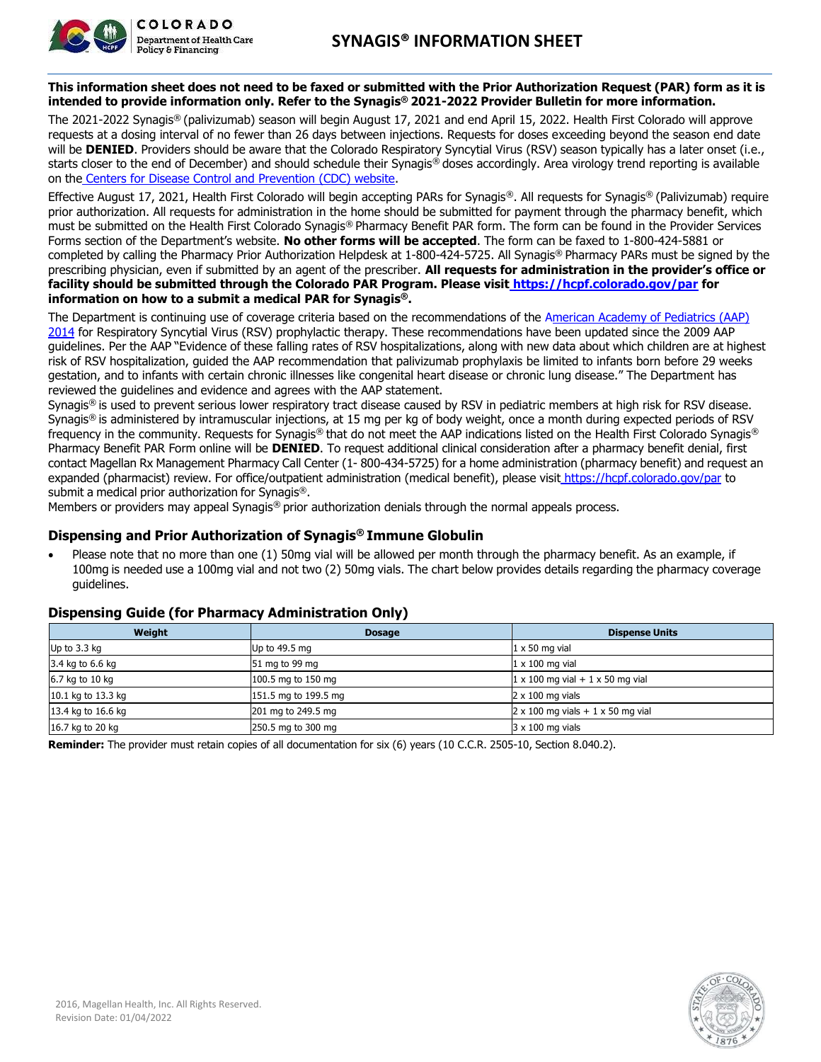# SYNAGIS® INFORMATION SHEET

**This information sheet does not need to be faxed or submitted with the Prior Authorization Request (PAR) form as it is intended to provide information only. Refer to the Synagis® 2021-2022 Provider Bulletin for more information.**

The 2021-2022 Synagis® (palivizumab) season will begin August 17, 2021 and end April 15, 2022. Health First Colorado will approve requests at a dosing interval of no fewer than 26 days between injections. Requests for doses exceeding beyond the season end date will be **DENIED**. Providers should be aware that the Colorado Respiratory Syncytial Virus (RSV) season typically has a later onset (i.e., starts closer to the end of December) and should schedule their Synagis® doses accordingly. Area virology trend reporting is available on the Centers for Disease Control and Prevention (CDC) website.

Effective August 17, 2021, Health First Colorado will begin accepting PARs for Synagis®. All requests for Synagis® (Palivizumab) require prior authorization. All requests for administration in the home should be submitted for payment through the pharmacy benefit, which must be submitted on the Health First Colorado Synagis® Pharmacy Benefit PAR form. The form can be found in the Provider Services Forms section of the Department's website. **No other forms will be accepted**. The form can be faxed to 1-800-424-5881 or completed by calling the Pharmacy Prior Authorization Helpdesk at 1-800-424-5725. All Synagis® Pharmacy PARs must be signed by the prescribing physician, even if submitted by an agent of the prescriber. **All requests for administration in the provider's office or facility should be submitted through the Colorado PAR Program. Please visit https://hcpf.colorado.gov/par for information on how to a submit a medical PAR for Synagis®.**

The Department is continuing use of coverage criteria based on the recommendations of the American Academy of Pediatrics (AAP) 2014 for Respiratory Syncytial Virus (RSV) prophylactic therapy. These recommendations have been updated since the 2009 AAP guidelines. Per the AAP "Evidence of these falling rates of RSV hospitalizations, along with new data about which children are at highest risk of RSV hospitalization, guided the AAP recommendation that palivizumab prophylaxis be limited to infants born before 29 weeks gestation, and to infants with certain chronic illnesses like congenital heart disease or chronic lung disease." The Department has reviewed the guidelines and evidence and agrees with the AAP statement.

Synagis® is used to prevent serious lower respiratory tract disease caused by RSV in pediatric members at high risk for RSV disease. Synagis® is administered by intramuscular injections, at 15 mg per kg of body weight, once a month during expected periods of RSV frequency in the community. Requests for Synagis® that do not meet the AAP indications listed on the Health First Colorado Synagis® Pharmacy Benefit PAR Form online will be **DENIED**. To request additional clinical consideration after a pharmacy benefit denial, first contact Magellan Rx Management Pharmacy Call Center (1- 800-434-5725) for a home administration (pharmacy benefit) and request an expanded (pharmacist) review. For office/outpatient administration (medical benefit), please visit https://hcpf.colorado.gov/par to submit a medical prior authorization for Synagis®.

Members or providers may appeal Synagis® prior authorization denials through the normal appeals process.

## Dispensing and Prior Authorization of Synagis® Immune Globulin

- Please note that no more than one (1) 50mg vial will be allowed per month through the pharmacy benefit. As an example, if 100mg is needed use a 100mg vial and not two (2) 50mg vials. The chart below provides details regarding the pharmacy coverage guidelines.

## Dispensing Guide (for Pharmacy Administration Only)

| Weight | Dosage | Dispense Units |
|---|---|---|
| Up to 3.3 kg | Up to 49.5 mg | 1 x 50 mg vial |
| 3.4 kg to 6.6 kg | 51 mg to 99 mg | 1 x 100 mg vial |
| 6.7 kg to 10 kg | 100.5 mg to 150 mg | 1 x 100 mg vial + 1 x 50 mg vial |
| 10.1 kg to 13.3 kg | 151.5 mg to 199.5 mg | 2 x 100 mg vials |
| 13.4 kg to 16.6 kg | 201 mg to 249.5 mg | 2 x 100 mg vials + 1 x 50 mg vial |
| 16.7 kg to 20 kg | 250.5 mg to 300 mg | 3 x 100 mg vials |

**Reminder:** The provider must retain copies of all documentation for six (6) years (10 C.C.R. 2505-10, Section 8.040.2).

2016, Magellan Health, Inc. All Rights Reserved.
Revision Date: 01/04/2022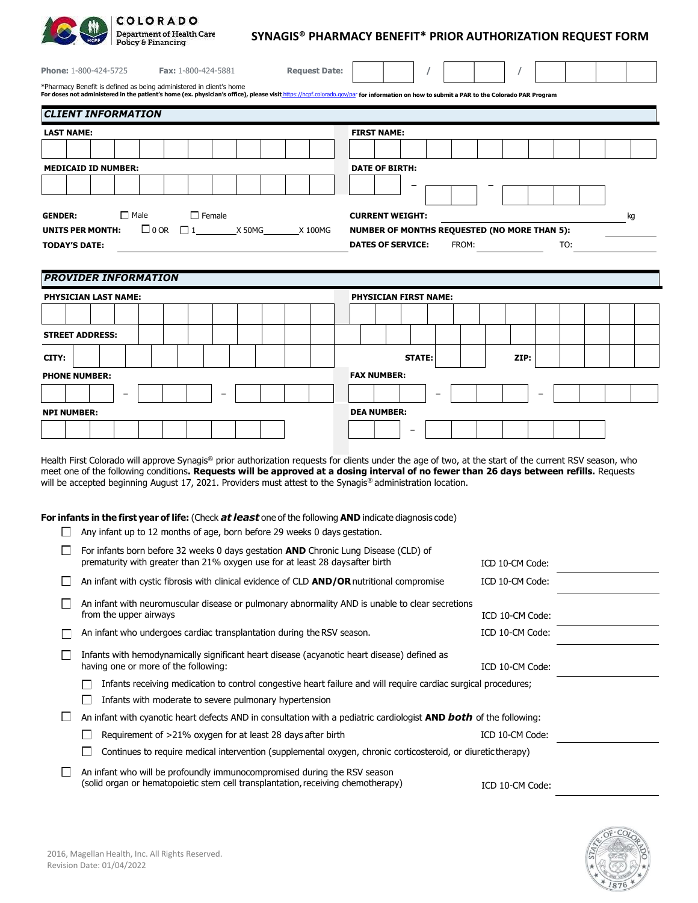COLORADO Department of Health Care Policy & Financing

# SYNAGIS® PHARMACY BENEFIT* PRIOR AUTHORIZATION REQUEST FORM

**Phone:** 1-800-424-5725 **Fax:** 1-800-424-5881 **Request Date:** ____ / ____ / ________

*Pharmacy Benefit is defined as being administered in client's home

**For doses not administered in the patient's home (ex. physician's office), please visit https://hcpf.colorado.gov/par for information on how to submit a PAR to the Colorado PAR Program**

## CLIENT INFORMATION

| | |
|---|---|
| **LAST NAME:** | **FIRST NAME:** |
| **MEDICAID ID NUMBER:** | **DATE OF BIRTH:** ___ – ___ – ___ |
| **GENDER:** ☐ Male ☐ Female | **CURRENT WEIGHT:** ________ kg |
| **UNITS PER MONTH:** ☐ 0 OR ☐ 1 ____ X 50MG ____ X 100MG | **NUMBER OF MONTHS REQUESTED (NO MORE THAN 5):** ________ |
| **TODAY'S DATE:** ________ | **DATES OF SERVICE:** FROM: ________ TO: ________ |

## PROVIDER INFORMATION

| | |
|---|---|
| **PHYSICIAN LAST NAME:** | **PHYSICIAN FIRST NAME:** |
| **STREET ADDRESS:** | |
| **CITY:** | **STATE:** **ZIP:** |
| **PHONE NUMBER:** ___ – ___ – ___ | **FAX NUMBER:** ___ – ___ – ___ |
| **NPI NUMBER:** | **DEA NUMBER:** ___ – ___ |

Health First Colorado will approve Synagis® prior authorization requests for clients under the age of two, at the start of the current RSV season, who meet one of the following conditions**. Requests will be approved at a dosing interval of no fewer than 26 days between refills.** Requests will be accepted beginning August 17, 2021. Providers must attest to the Synagis® administration location.

**For infants in the first year of life:** (Check ***at least*** one of the following **AND** indicate diagnosis code)

- ☐ Any infant up to 12 months of age, born before 29 weeks 0 days gestation.
- ☐ For infants born before 32 weeks 0 days gestation **AND** Chronic Lung Disease (CLD) of prematurity with greater than 21% oxygen use for at least 28 days after birth — ICD 10-CM Code: ________
- ☐ An infant with cystic fibrosis with clinical evidence of CLD **AND/OR** nutritional compromise — ICD 10-CM Code: ________
- ☐ An infant with neuromuscular disease or pulmonary abnormality AND is unable to clear secretions from the upper airways — ICD 10-CM Code: ________
- ☐ An infant who undergoes cardiac transplantation during the RSV season. — ICD 10-CM Code: ________
- ☐ Infants with hemodynamically significant heart disease (acyanotic heart disease) defined as having one or more of the following: — ICD 10-CM Code: ________
  - ☐ Infants receiving medication to control congestive heart failure and will require cardiac surgical procedures;
  - ☐ Infants with moderate to severe pulmonary hypertension
- ☐ An infant with cyanotic heart defects AND in consultation with a pediatric cardiologist **AND *both*** of the following:
  - ☐ Requirement of >21% oxygen for at least 28 days after birth — ICD 10-CM Code: ________
  - ☐ Continues to require medical intervention (supplemental oxygen, chronic corticosteroid, or diuretic therapy)
- ☐ An infant who will be profoundly immunocompromised during the RSV season (solid organ or hematopoietic stem cell transplantation, receiving chemotherapy) — ICD 10-CM Code: ________

2016, Magellan Health, Inc. All Rights Reserved.
Revision Date: 01/04/2022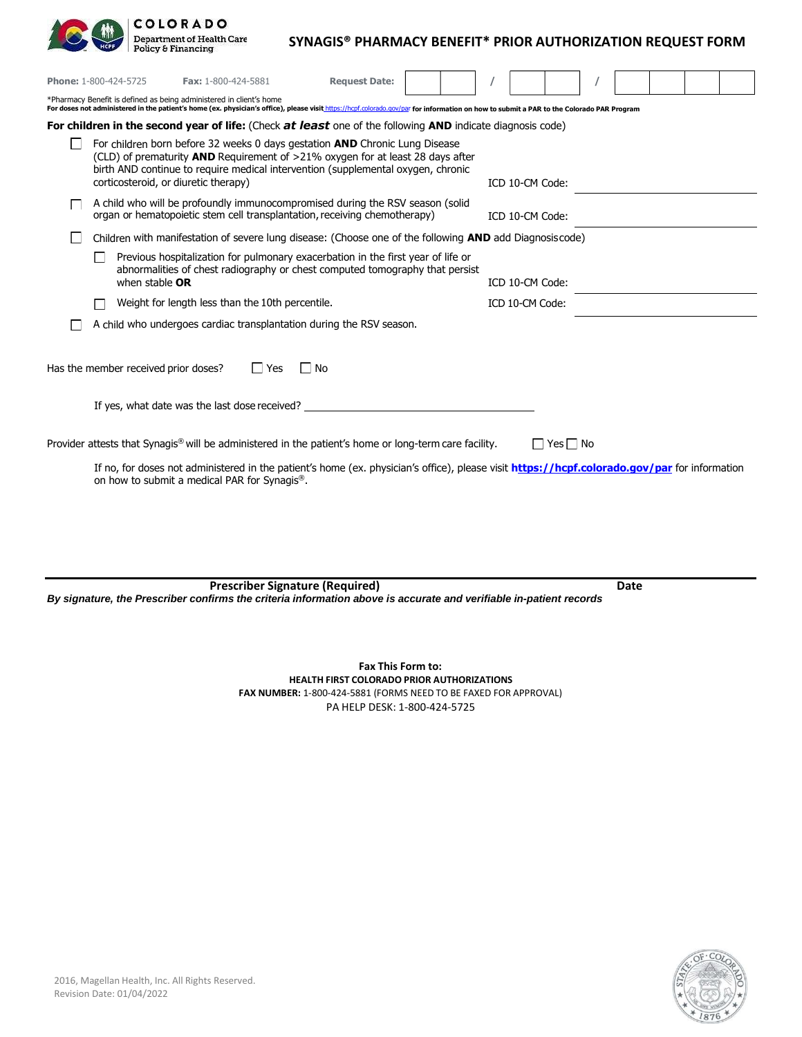COLORADO
Department of Health Care Policy & Financing

# SYNAGIS® PHARMACY BENEFIT* PRIOR AUTHORIZATION REQUEST FORM

**Phone:** 1-800-424-5725 **Fax:** 1-800-424-5881 **Request Date:** ____ / ____ / ________

*Pharmacy Benefit is defined as being administered in client's home
**For doses not administered in the patient's home (ex. physician's office), please visit** https://hcpf.colorado.gov/par **for information on how to submit a PAR to the Colorado PAR Program**

**For children in the second year of life:** (Check ***at least*** one of the following **AND** indicate diagnosis code)

- ☐ For children born before 32 weeks 0 days gestation **AND** Chronic Lung Disease (CLD) of prematurity **AND** Requirement of >21% oxygen for at least 28 days after birth AND continue to require medical intervention (supplemental oxygen, chronic corticosteroid, or diuretic therapy) ICD 10-CM Code: ____________
- ☐ A child who will be profoundly immunocompromised during the RSV season (solid organ or hematopoietic stem cell transplantation, receiving chemotherapy) ICD 10-CM Code: ____________
- ☐ Children with manifestation of severe lung disease: (Choose one of the following **AND** add Diagnosis code)
  - ☐ Previous hospitalization for pulmonary exacerbation in the first year of life or abnormalities of chest radiography or chest computed tomography that persist when stable **OR** ICD 10-CM Code: ____________
  - ☐ Weight for length less than the 10th percentile. ICD 10-CM Code: ____________
- ☐ A child who undergoes cardiac transplantation during the RSV season.

Has the member received prior doses? ☐ Yes ☐ No

If yes, what date was the last dose received? ____________________

Provider attests that Synagis® will be administered in the patient's home or long-term care facility. ☐ Yes ☐ No

If no, for doses not administered in the patient's home (ex. physician's office), please visit **https://hcpf.colorado.gov/par** for information on how to submit a medical PAR for Synagis®.

______________________________________________________________________

**Prescriber Signature (Required)** **Date**

***By signature, the Prescriber confirms the criteria information above is accurate and verifiable in-patient records***

**Fax This Form to:**
**HEALTH FIRST COLORADO PRIOR AUTHORIZATIONS**
**FAX NUMBER:** 1-800-424-5881 (FORMS NEED TO BE FAXED FOR APPROVAL)
PA HELP DESK: 1-800-424-5725

2016, Magellan Health, Inc. All Rights Reserved.
Revision Date: 01/04/2022